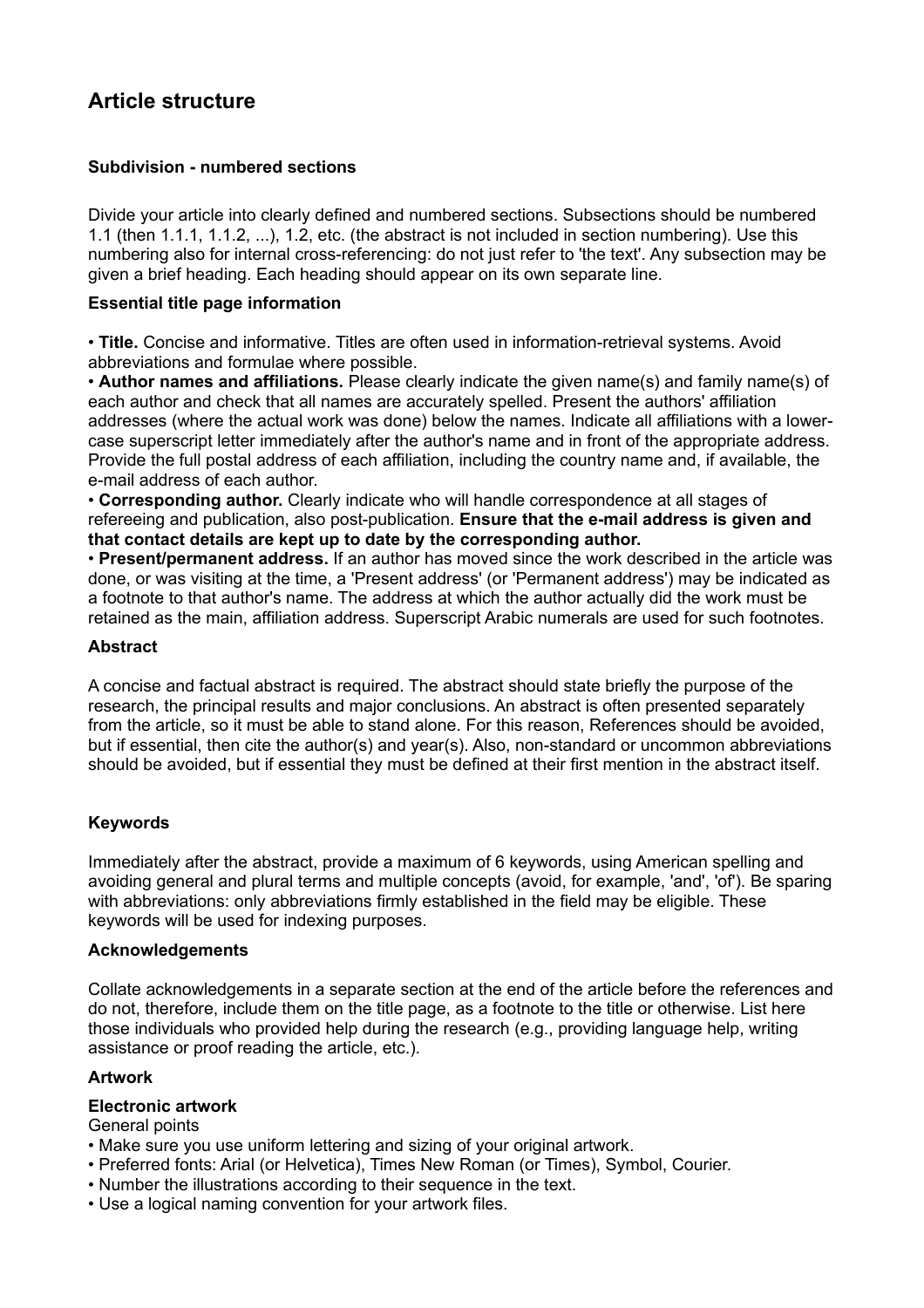# Article structure

### Subdivision - numbered sections

Divide your article into clearly defined and numbered sections. Subsections should be numbered 1.1 (then 1.1.1, 1.1.2, ...), 1.2, etc. (the abstract is not included in section numbering). Use this numbering also for internal cross-referencing: do not just refer to 'the text'. Any subsection may be given a brief heading. Each heading should appear on its own separate line.

### Essential title page information

• **Title.** Concise and informative. Titles are often used in information-retrieval systems. Avoid abbreviations and formulae where possible.
• **Author names and affiliations.** Please clearly indicate the given name(s) and family name(s) of each author and check that all names are accurately spelled. Present the authors' affiliation addresses (where the actual work was done) below the names. Indicate all affiliations with a lower-case superscript letter immediately after the author's name and in front of the appropriate address. Provide the full postal address of each affiliation, including the country name and, if available, the e-mail address of each author.
• **Corresponding author.** Clearly indicate who will handle correspondence at all stages of refereeing and publication, also post-publication. **Ensure that the e-mail address is given and that contact details are kept up to date by the corresponding author.**
• **Present/permanent address.** If an author has moved since the work described in the article was done, or was visiting at the time, a 'Present address' (or 'Permanent address') may be indicated as a footnote to that author's name. The address at which the author actually did the work must be retained as the main, affiliation address. Superscript Arabic numerals are used for such footnotes.

### Abstract

A concise and factual abstract is required. The abstract should state briefly the purpose of the research, the principal results and major conclusions. An abstract is often presented separately from the article, so it must be able to stand alone. For this reason, References should be avoided, but if essential, then cite the author(s) and year(s). Also, non-standard or uncommon abbreviations should be avoided, but if essential they must be defined at their first mention in the abstract itself.

### Keywords

Immediately after the abstract, provide a maximum of 6 keywords, using American spelling and avoiding general and plural terms and multiple concepts (avoid, for example, 'and', 'of'). Be sparing with abbreviations: only abbreviations firmly established in the field may be eligible. These keywords will be used for indexing purposes.

### Acknowledgements

Collate acknowledgements in a separate section at the end of the article before the references and do not, therefore, include them on the title page, as a footnote to the title or otherwise. List here those individuals who provided help during the research (e.g., providing language help, writing assistance or proof reading the article, etc.).

### Artwork

### Electronic artwork

General points

• Make sure you use uniform lettering and sizing of your original artwork.
• Preferred fonts: Arial (or Helvetica), Times New Roman (or Times), Symbol, Courier.
• Number the illustrations according to their sequence in the text.
• Use a logical naming convention for your artwork files.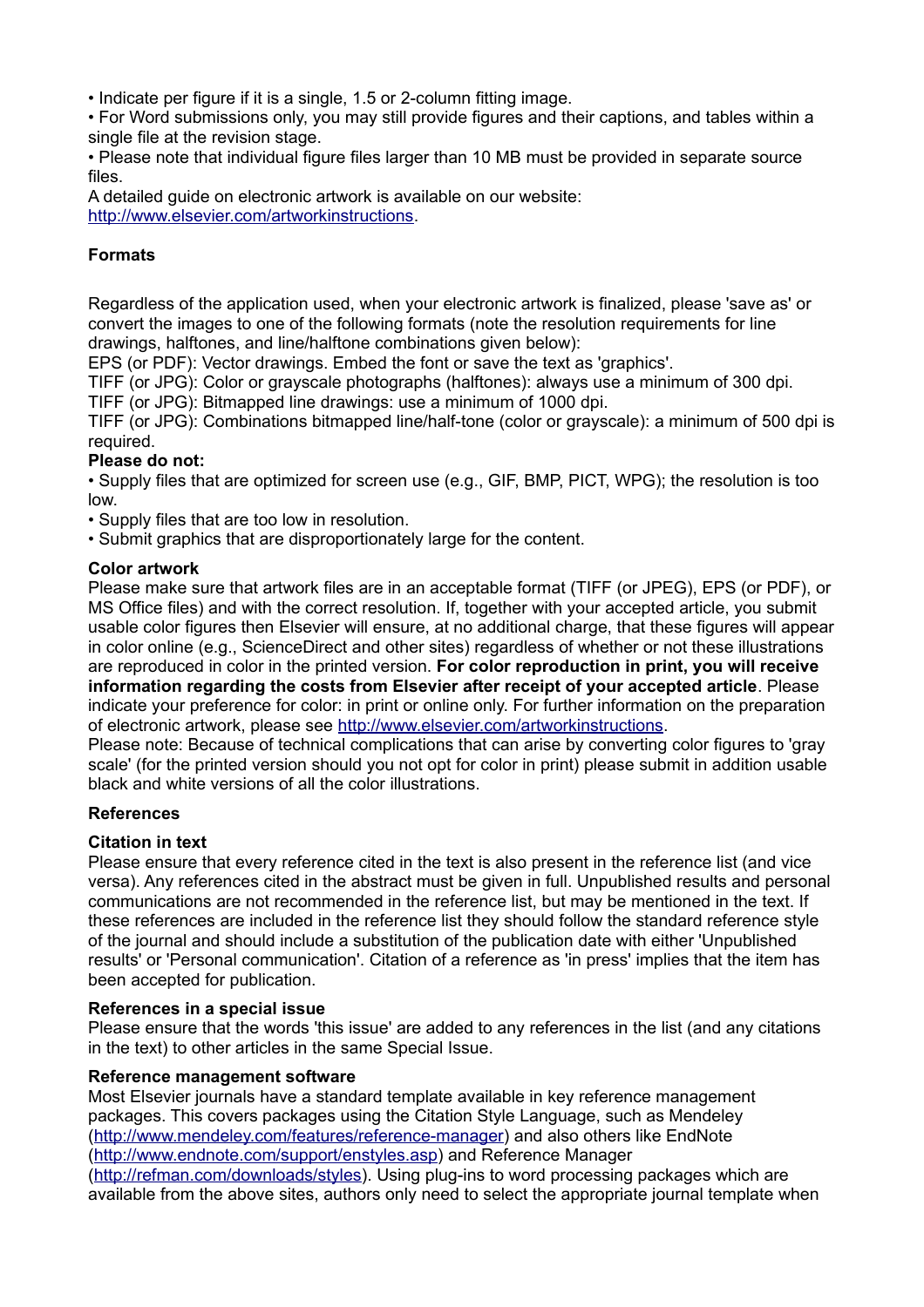- Indicate per figure if it is a single, 1.5 or 2-column fitting image.
- For Word submissions only, you may still provide figures and their captions, and tables within a single file at the revision stage.
- Please note that individual figure files larger than 10 MB must be provided in separate source files.

A detailed guide on electronic artwork is available on our website:
[http://www.elsevier.com/artworkinstructions](http://www.elsevier.com/artworkinstructions).

**Formats**

Regardless of the application used, when your electronic artwork is finalized, please 'save as' or convert the images to one of the following formats (note the resolution requirements for line drawings, halftones, and line/halftone combinations given below):
EPS (or PDF): Vector drawings. Embed the font or save the text as 'graphics'.
TIFF (or JPG): Color or grayscale photographs (halftones): always use a minimum of 300 dpi.
TIFF (or JPG): Bitmapped line drawings: use a minimum of 1000 dpi.
TIFF (or JPG): Combinations bitmapped line/half-tone (color or grayscale): a minimum of 500 dpi is required.

**Please do not:**

- Supply files that are optimized for screen use (e.g., GIF, BMP, PICT, WPG); the resolution is too low.
- Supply files that are too low in resolution.
- Submit graphics that are disproportionately large for the content.

**Color artwork**

Please make sure that artwork files are in an acceptable format (TIFF (or JPEG), EPS (or PDF), or MS Office files) and with the correct resolution. If, together with your accepted article, you submit usable color figures then Elsevier will ensure, at no additional charge, that these figures will appear in color online (e.g., ScienceDirect and other sites) regardless of whether or not these illustrations are reproduced in color in the printed version. **For color reproduction in print, you will receive information regarding the costs from Elsevier after receipt of your accepted article**. Please indicate your preference for color: in print or online only. For further information on the preparation of electronic artwork, please see [http://www.elsevier.com/artworkinstructions](http://www.elsevier.com/artworkinstructions).
Please note: Because of technical complications that can arise by converting color figures to 'gray scale' (for the printed version should you not opt for color in print) please submit in addition usable black and white versions of all the color illustrations.

**References**

**Citation in text**

Please ensure that every reference cited in the text is also present in the reference list (and vice versa). Any references cited in the abstract must be given in full. Unpublished results and personal communications are not recommended in the reference list, but may be mentioned in the text. If these references are included in the reference list they should follow the standard reference style of the journal and should include a substitution of the publication date with either 'Unpublished results' or 'Personal communication'. Citation of a reference as 'in press' implies that the item has been accepted for publication.

**References in a special issue**

Please ensure that the words 'this issue' are added to any references in the list (and any citations in the text) to other articles in the same Special Issue.

**Reference management software**

Most Elsevier journals have a standard template available in key reference management packages. This covers packages using the Citation Style Language, such as Mendeley ([http://www.mendeley.com/features/reference-manager](http://www.mendeley.com/features/reference-manager)) and also others like EndNote ([http://www.endnote.com/support/enstyles.asp](http://www.endnote.com/support/enstyles.asp)) and Reference Manager ([http://refman.com/downloads/styles](http://refman.com/downloads/styles)). Using plug-ins to word processing packages which are available from the above sites, authors only need to select the appropriate journal template when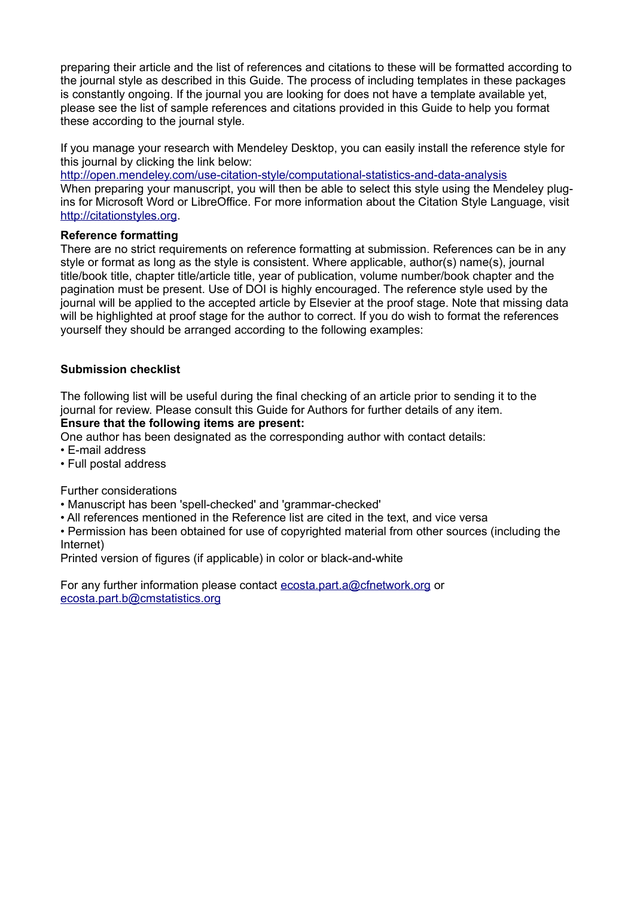preparing their article and the list of references and citations to these will be formatted according to the journal style as described in this Guide. The process of including templates in these packages is constantly ongoing. If the journal you are looking for does not have a template available yet, please see the list of sample references and citations provided in this Guide to help you format these according to the journal style.

If you manage your research with Mendeley Desktop, you can easily install the reference style for this journal by clicking the link below:
http://open.mendeley.com/use-citation-style/computational-statistics-and-data-analysis
When preparing your manuscript, you will then be able to select this style using the Mendeley plug-ins for Microsoft Word or LibreOffice. For more information about the Citation Style Language, visit http://citationstyles.org.

**Reference formatting**
There are no strict requirements on reference formatting at submission. References can be in any style or format as long as the style is consistent. Where applicable, author(s) name(s), journal title/book title, chapter title/article title, year of publication, volume number/book chapter and the pagination must be present. Use of DOI is highly encouraged. The reference style used by the journal will be applied to the accepted article by Elsevier at the proof stage. Note that missing data will be highlighted at proof stage for the author to correct. If you do wish to format the references yourself they should be arranged according to the following examples:

**Submission checklist**

The following list will be useful during the final checking of an article prior to sending it to the journal for review. Please consult this Guide for Authors for further details of any item.

**Ensure that the following items are present:**

One author has been designated as the corresponding author with contact details:

- E-mail address
- Full postal address

Further considerations

- Manuscript has been 'spell-checked' and 'grammar-checked'
- All references mentioned in the Reference list are cited in the text, and vice versa
- Permission has been obtained for use of copyrighted material from other sources (including the Internet)

Printed version of figures (if applicable) in color or black-and-white

For any further information please contact ecosta.part.a@cfnetwork.org or ecosta.part.b@cmstatistics.org